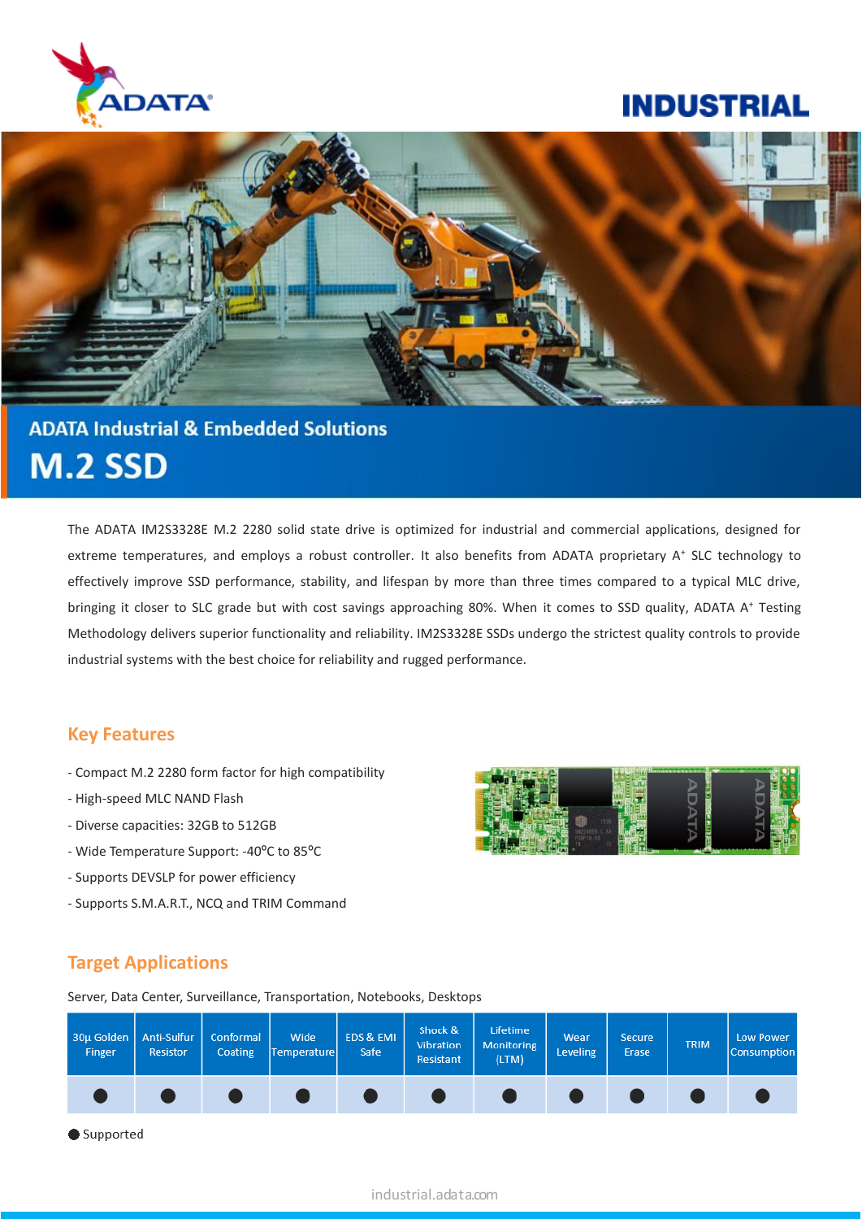ADATA

# INDUSTRIAL

## ADATA Industrial & Embedded Solutions

# M.2 SSD

The ADATA IM2S3328E M.2 2280 solid state drive is optimized for industrial and commercial applications, designed for extreme temperatures, and employs a robust controller. It also benefits from ADATA proprietary A+ SLC technology to effectively improve SSD performance, stability, and lifespan by more than three times compared to a typical MLC drive, bringing it closer to SLC grade but with cost savings approaching 80%. When it comes to SSD quality, ADATA A+ Testing Methodology delivers superior functionality and reliability. IM2S3328E SSDs undergo the strictest quality controls to provide industrial systems with the best choice for reliability and rugged performance.

## Key Features

- Compact M.2 2280 form factor for high compatibility
- High-speed MLC NAND Flash
- Diverse capacities: 32GB to 512GB
- Wide Temperature Support: -40ºC to 85ºC
- Supports DEVSLP for power efficiency
- Supports S.M.A.R.T., NCQ and TRIM Command

## Target Applications

Server, Data Center, Surveillance, Transportation, Notebooks, Desktops

| 30µ Golden Finger | Anti-Sulfur Resistor | Conformal Coating | Wide Temperature | EDS & EMI Safe | Shock & Vibration Resistant | Lifetime Monitoring (LTM) | Wear Leveling | Secure Erase | TRIM | Low Power Consumption |
|---|---|---|---|---|---|---|---|---|---|---|
| ● | ● | ● | ● | ● | ● | ● | ● | ● | ● | ● |

● Supported

industrial.adata.com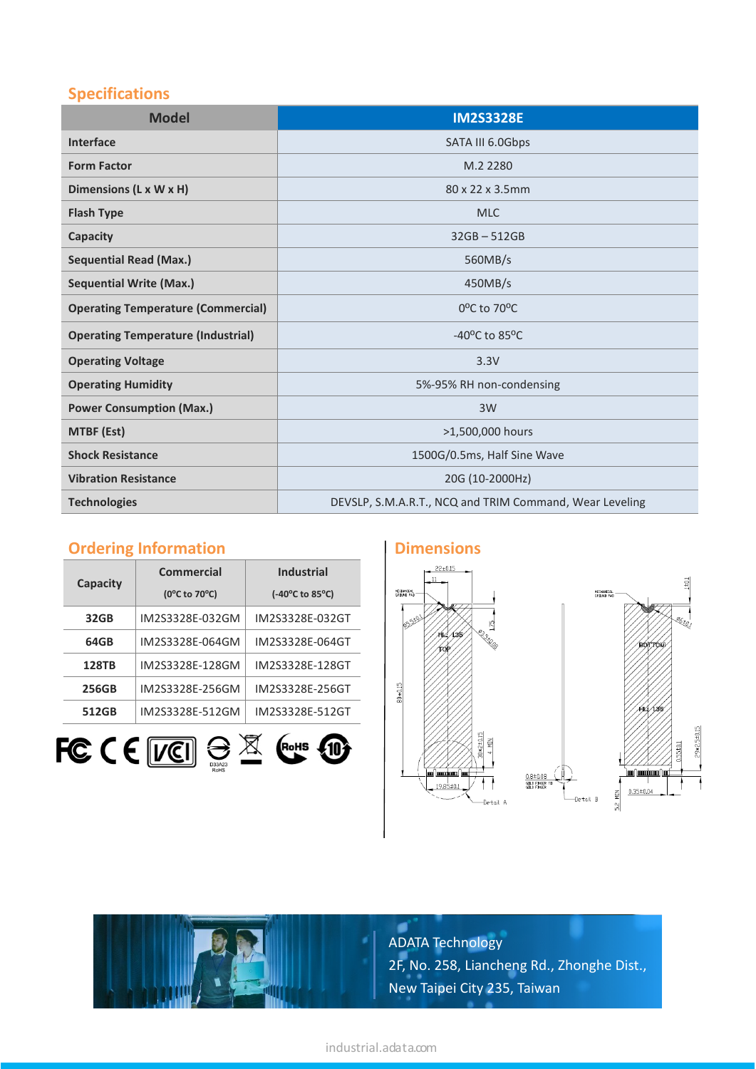## Specifications

| Model | IM2S3328E |
|---|---|
| Interface | SATA III 6.0Gbps |
| Form Factor | M.2 2280 |
| Dimensions (L x W x H) | 80 x 22 x 3.5mm |
| Flash Type | MLC |
| Capacity | 32GB – 512GB |
| Sequential Read (Max.) | 560MB/s |
| Sequential Write (Max.) | 450MB/s |
| Operating Temperature (Commercial) | 0ºC to 70ºC |
| Operating Temperature (Industrial) | -40ºC to 85ºC |
| Operating Voltage | 3.3V |
| Operating Humidity | 5%-95% RH non-condensing |
| Power Consumption (Max.) | 3W |
| MTBF (Est) | >1,500,000 hours |
| Shock Resistance | 1500G/0.5ms, Half Sine Wave |
| Vibration Resistance | 20G (10-2000Hz) |
| Technologies | DEVSLP, S.M.A.R.T., NCQ and TRIM Command, Wear Leveling |

## Ordering Information

| Capacity | Commercial (0ºC to 70ºC) | Industrial (-40ºC to 85ºC) |
|---|---|---|
| 32GB | IM2S3328E-032GM | IM2S3328E-032GT |
| 64GB | IM2S3328E-064GM | IM2S3328E-064GT |
| 128TB | IM2S3328E-128GM | IM2S3328E-128GT |
| 256GB | IM2S3328E-256GM | IM2S3328E-256GT |
| 512GB | IM2S3328E-512GM | IM2S3328E-512GT |

FC CE VCI D33A23 RoHS RoHS 10

## Dimensions

22±0.15
11
MECHANICAL GROUND PAD
Ø5.5±0.1
M.2 135
TOP
Ø3.5±0.05
1.75
80±0.15
30±0.15
4 MIN
19.85±0.1
Detail A
0.8±0.08
GOLD FINGER TO GOLD FINGER
Detail B
MECHANICAL GROUND PAD
1±0.1
Ø6±0.1
BOTTOM
M.2 135
0.5±0.1
29±0.15
0.35±0.04
5.2 MIN

ADATA Technology
2F, No. 258, Liancheng Rd., Zhonghe Dist.,
New Taipei City 235, Taiwan

industrial.adata.com